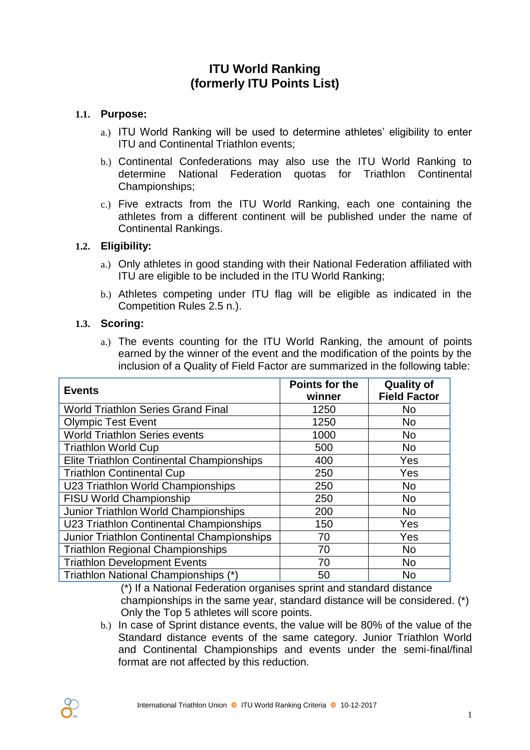# ITU World Ranking
# (formerly ITU Points List)

**1.1. Purpose:**

a.) ITU World Ranking will be used to determine athletes' eligibility to enter ITU and Continental Triathlon events;

b.) Continental Confederations may also use the ITU World Ranking to determine National Federation quotas for Triathlon Continental Championships;

c.) Five extracts from the ITU World Ranking, each one containing the athletes from a different continent will be published under the name of Continental Rankings.

**1.2. Eligibility:**

a.) Only athletes in good standing with their National Federation affiliated with ITU are eligible to be included in the ITU World Ranking;

b.) Athletes competing under ITU flag will be eligible as indicated in the Competition Rules 2.5 n.).

**1.3. Scoring:**

a.) The events counting for the ITU World Ranking, the amount of points earned by the winner of the event and the modification of the points by the inclusion of a Quality of Field Factor are summarized in the following table:

| Events | Points for the winner | Quality of Field Factor |
|---|---|---|
| World Triathlon Series Grand Final | 1250 | No |
| Olympic Test Event | 1250 | No |
| World Triathlon Series events | 1000 | No |
| Triathlon World Cup | 500 | No |
| Elite Triathlon Continental Championships | 400 | Yes |
| Triathlon Continental Cup | 250 | Yes |
| U23 Triathlon World Championships | 250 | No |
| FISU World Championship | 250 | No |
| Junior Triathlon World Championships | 200 | No |
| U23 Triathlon Continental Championships | 150 | Yes |
| Junior Triathlon Continental Championships | 70 | Yes |
| Triathlon Regional Championships | 70 | No |
| Triathlon Development Events | 70 | No |
| Triathlon National Championships (*) | 50 | No |

(*) If a National Federation organises sprint and standard distance championships in the same year, standard distance will be considered. (*) Only the Top 5 athletes will score points.

b.) In case of Sprint distance events, the value will be 80% of the value of the Standard distance events of the same category. Junior Triathlon World and Continental Championships and events under the semi-final/final format are not affected by this reduction.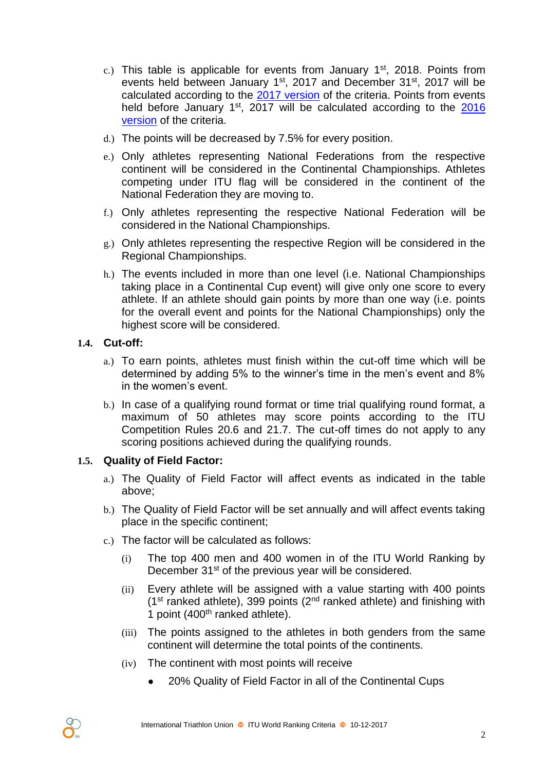c.) This table is applicable for events from January 1st, 2018. Points from events held between January 1st, 2017 and December 31st, 2017 will be calculated according to the [2017 version](#) of the criteria. Points from events held before January 1st, 2017 will be calculated according to the [2016 version](#) of the criteria.

d.) The points will be decreased by 7.5% for every position.

e.) Only athletes representing National Federations from the respective continent will be considered in the Continental Championships. Athletes competing under ITU flag will be considered in the continent of the National Federation they are moving to.

f.) Only athletes representing the respective National Federation will be considered in the National Championships.

g.) Only athletes representing the respective Region will be considered in the Regional Championships.

h.) The events included in more than one level (i.e. National Championships taking place in a Continental Cup event) will give only one score to every athlete. If an athlete should gain points by more than one way (i.e. points for the overall event and points for the National Championships) only the highest score will be considered.

### 1.4. Cut-off:

a.) To earn points, athletes must finish within the cut-off time which will be determined by adding 5% to the winner's time in the men's event and 8% in the women's event.

b.) In case of a qualifying round format or time trial qualifying round format, a maximum of 50 athletes may score points according to the ITU Competition Rules 20.6 and 21.7. The cut-off times do not apply to any scoring positions achieved during the qualifying rounds.

### 1.5. Quality of Field Factor:

a.) The Quality of Field Factor will affect events as indicated in the table above;

b.) The Quality of Field Factor will be set annually and will affect events taking place in the specific continent;

c.) The factor will be calculated as follows:

(i) The top 400 men and 400 women in of the ITU World Ranking by December 31st of the previous year will be considered.

(ii) Every athlete will be assigned with a value starting with 400 points (1st ranked athlete), 399 points (2nd ranked athlete) and finishing with 1 point (400th ranked athlete).

(iii) The points assigned to the athletes in both genders from the same continent will determine the total points of the continents.

(iv) The continent with most points will receive

- 20% Quality of Field Factor in all of the Continental Cups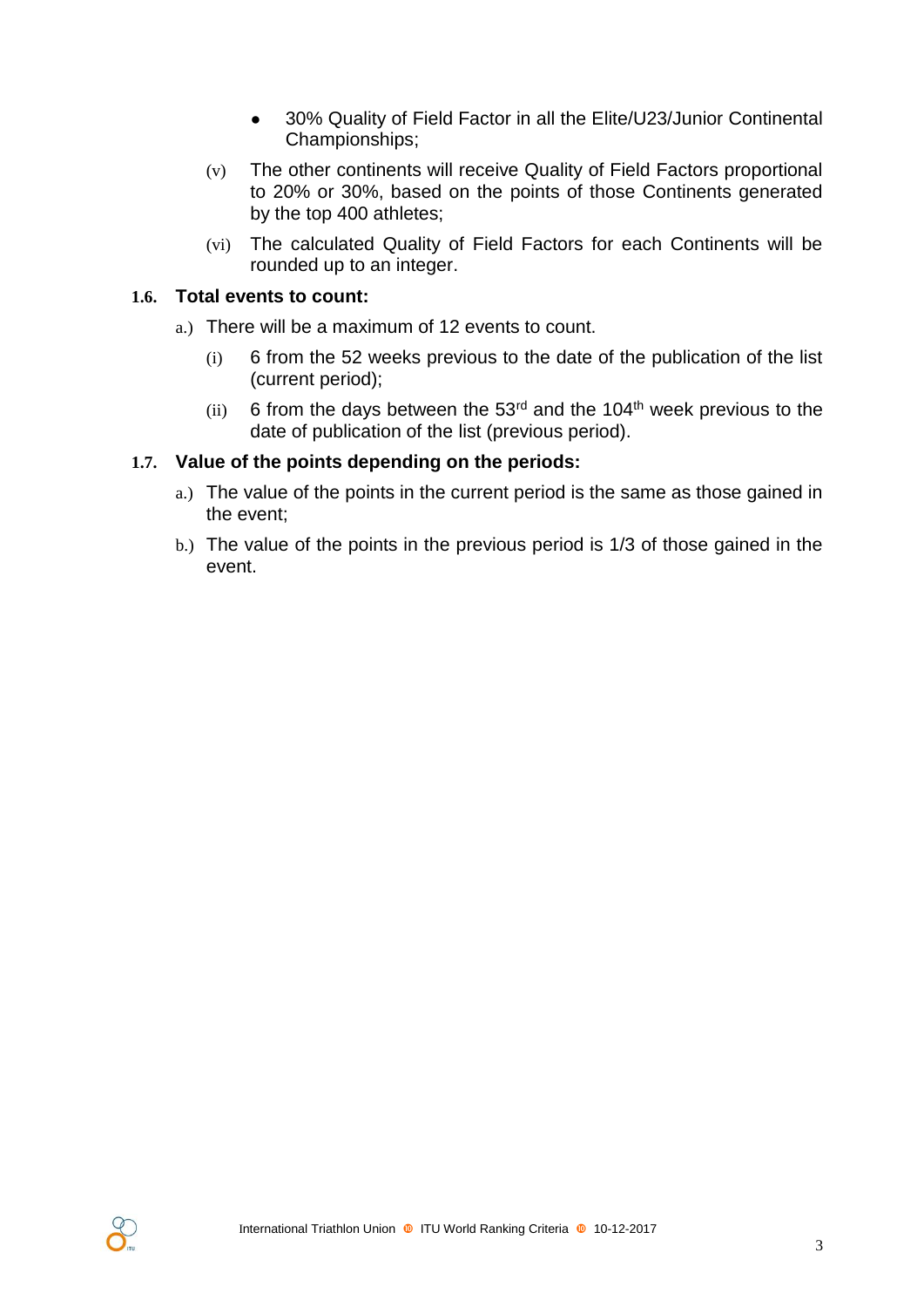- 30% Quality of Field Factor in all the Elite/U23/Junior Continental Championships;

(v) The other continents will receive Quality of Field Factors proportional to 20% or 30%, based on the points of those Continents generated by the top 400 athletes;

(vi) The calculated Quality of Field Factors for each Continents will be rounded up to an integer.

### 1.6. Total events to count:

a.) There will be a maximum of 12 events to count.

(i) 6 from the 52 weeks previous to the date of the publication of the list (current period);

(ii) 6 from the days between the 53rd and the 104th week previous to the date of publication of the list (previous period).

### 1.7. Value of the points depending on the periods:

a.) The value of the points in the current period is the same as those gained in the event;

b.) The value of the points in the previous period is 1/3 of those gained in the event.